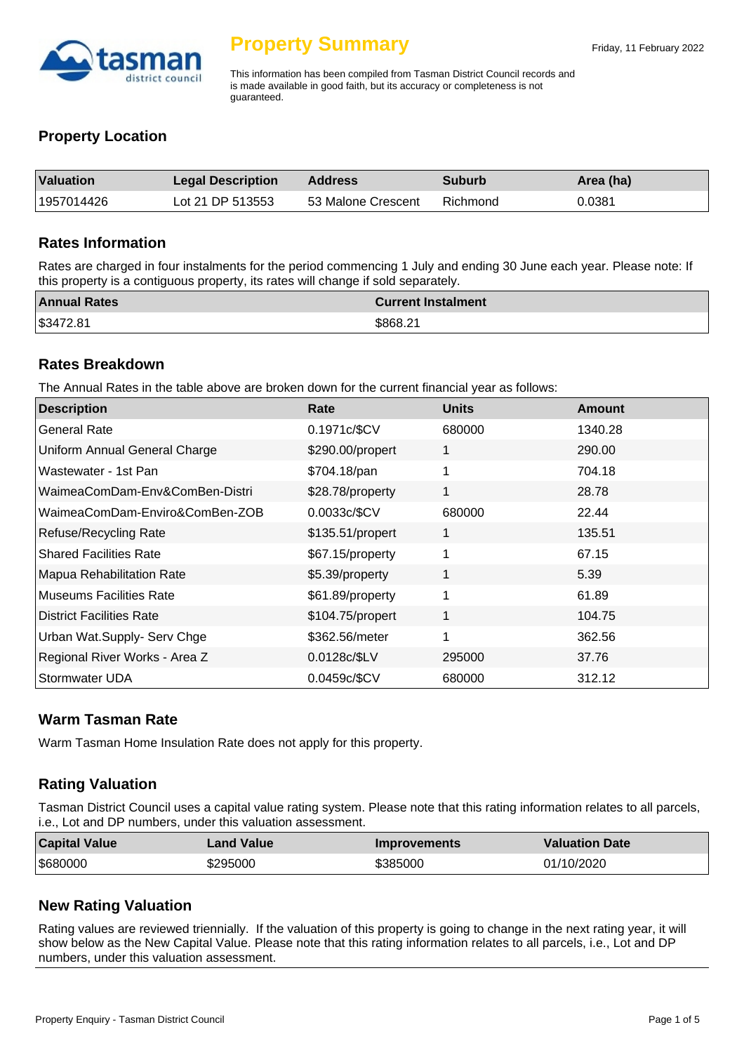# Property Summary

Friday, 11 February 2022

This information has been compiled from Tasman District Council records and is made available in good faith, but its accuracy or completeness is not guaranteed.

## Property Location

| Valuation | Legal Description | Address | Suburb | Area (ha) |
|---|---|---|---|---|
| 1957014426 | Lot 21 DP 513553 | 53 Malone Crescent | Richmond | 0.0381 |

## Rates Information

Rates are charged in four instalments for the period commencing 1 July and ending 30 June each year. Please note: If this property is a contiguous property, its rates will change if sold separately.

| Annual Rates | Current Instalment |
|---|---|
| $3472.81 | $868.21 |

## Rates Breakdown

The Annual Rates in the table above are broken down for the current financial year as follows:

| Description | Rate | Units | Amount |
|---|---|---|---|
| General Rate | 0.1971c/$CV | 680000 | 1340.28 |
| Uniform Annual General Charge | $290.00/propert | 1 | 290.00 |
| Wastewater - 1st Pan | $704.18/pan | 1 | 704.18 |
| WaimeaComDam-Env&ComBen-Distri | $28.78/property | 1 | 28.78 |
| WaimeaComDam-Enviro&ComBen-ZOB | 0.0033c/$CV | 680000 | 22.44 |
| Refuse/Recycling Rate | $135.51/propert | 1 | 135.51 |
| Shared Facilities Rate | $67.15/property | 1 | 67.15 |
| Mapua Rehabilitation Rate | $5.39/property | 1 | 5.39 |
| Museums Facilities Rate | $61.89/property | 1 | 61.89 |
| District Facilities Rate | $104.75/propert | 1 | 104.75 |
| Urban Wat.Supply- Serv Chge | $362.56/meter | 1 | 362.56 |
| Regional River Works - Area Z | 0.0128c/$LV | 295000 | 37.76 |
| Stormwater UDA | 0.0459c/$CV | 680000 | 312.12 |

## Warm Tasman Rate

Warm Tasman Home Insulation Rate does not apply for this property.

## Rating Valuation

Tasman District Council uses a capital value rating system. Please note that this rating information relates to all parcels, i.e., Lot and DP numbers, under this valuation assessment.

| Capital Value | Land Value | Improvements | Valuation Date |
|---|---|---|---|
| $680000 | $295000 | $385000 | 01/10/2020 |

## New Rating Valuation

Rating values are reviewed triennially. If the valuation of this property is going to change in the next rating year, it will show below as the New Capital Value. Please note that this rating information relates to all parcels, i.e., Lot and DP numbers, under this valuation assessment.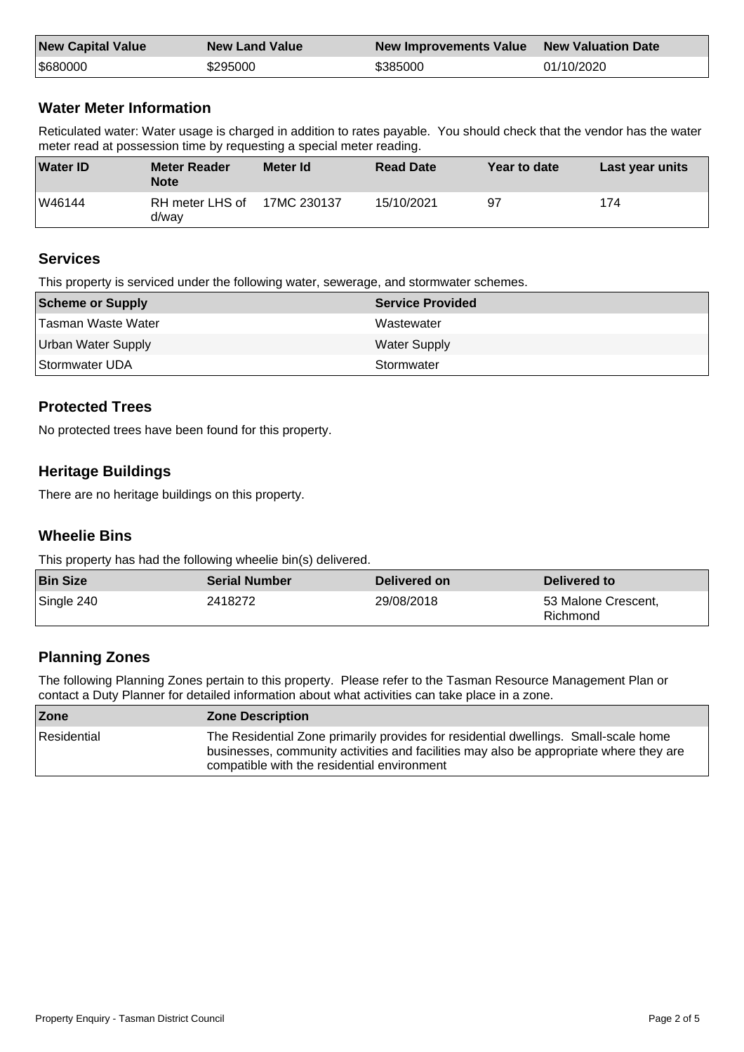| New Capital Value | New Land Value | New Improvements Value | New Valuation Date |
|---|---|---|---|
| $680000 | $295000 | $385000 | 01/10/2020 |

## Water Meter Information

Reticulated water: Water usage is charged in addition to rates payable. You should check that the vendor has the water meter read at possession time by requesting a special meter reading.

| Water ID | Meter Reader Note | Meter Id | Read Date | Year to date | Last year units |
|---|---|---|---|---|---|
| W46144 | RH meter LHS of d/way | 17MC 230137 | 15/10/2021 | 97 | 174 |

## Services

This property is serviced under the following water, sewerage, and stormwater schemes.

| Scheme or Supply | Service Provided |
|---|---|
| Tasman Waste Water | Wastewater |
| Urban Water Supply | Water Supply |
| Stormwater UDA | Stormwater |

## Protected Trees

No protected trees have been found for this property.

## Heritage Buildings

There are no heritage buildings on this property.

## Wheelie Bins

This property has had the following wheelie bin(s) delivered.

| Bin Size | Serial Number | Delivered on | Delivered to |
|---|---|---|---|
| Single 240 | 2418272 | 29/08/2018 | 53 Malone Crescent, Richmond |

## Planning Zones

The following Planning Zones pertain to this property. Please refer to the Tasman Resource Management Plan or contact a Duty Planner for detailed information about what activities can take place in a zone.

| Zone | Zone Description |
|---|---|
| Residential | The Residential Zone primarily provides for residential dwellings. Small-scale home businesses, community activities and facilities may also be appropriate where they are compatible with the residential environment |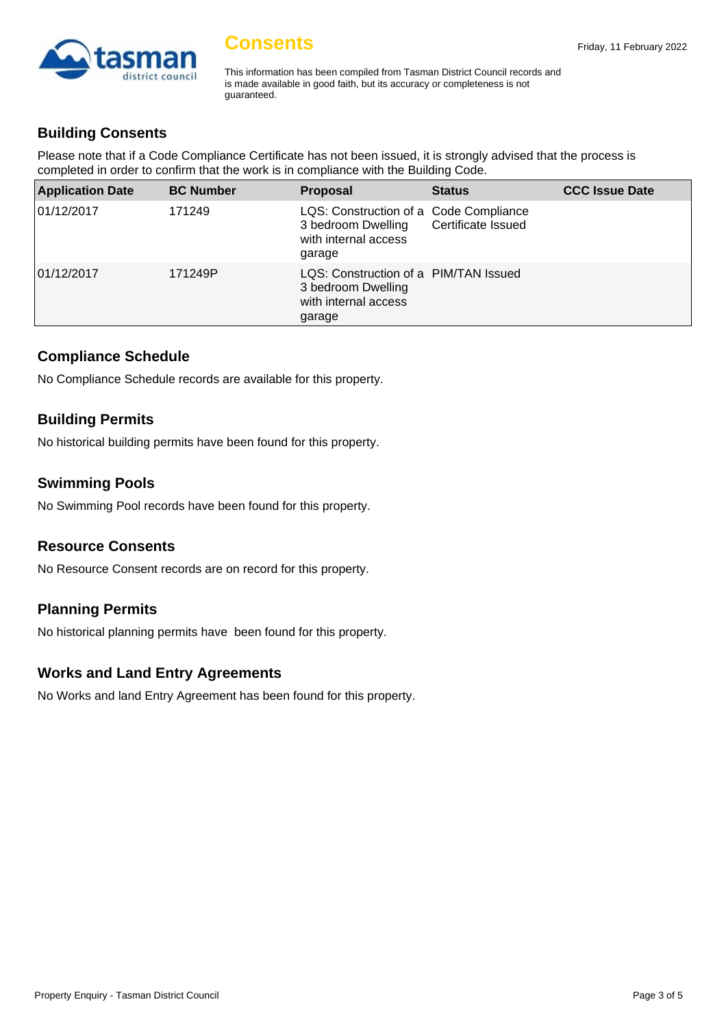# Consents

Friday, 11 February 2022

This information has been compiled from Tasman District Council records and is made available in good faith, but its accuracy or completeness is not guaranteed.

## Building Consents

Please note that if a Code Compliance Certificate has not been issued, it is strongly advised that the process is completed in order to confirm that the work is in compliance with the Building Code.

| Application Date | BC Number | Proposal | Status | CCC Issue Date |
|---|---|---|---|---|
| 01/12/2017 | 171249 | LQS: Construction of a 3 bedroom Dwelling with internal access garage | Code Compliance Certificate Issued | |
| 01/12/2017 | 171249P | LQS: Construction of a 3 bedroom Dwelling with internal access garage | PIM/TAN Issued | |

## Compliance Schedule

No Compliance Schedule records are available for this property.

## Building Permits

No historical building permits have been found for this property.

## Swimming Pools

No Swimming Pool records have been found for this property.

## Resource Consents

No Resource Consent records are on record for this property.

## Planning Permits

No historical planning permits have been found for this property.

## Works and Land Entry Agreements

No Works and land Entry Agreement has been found for this property.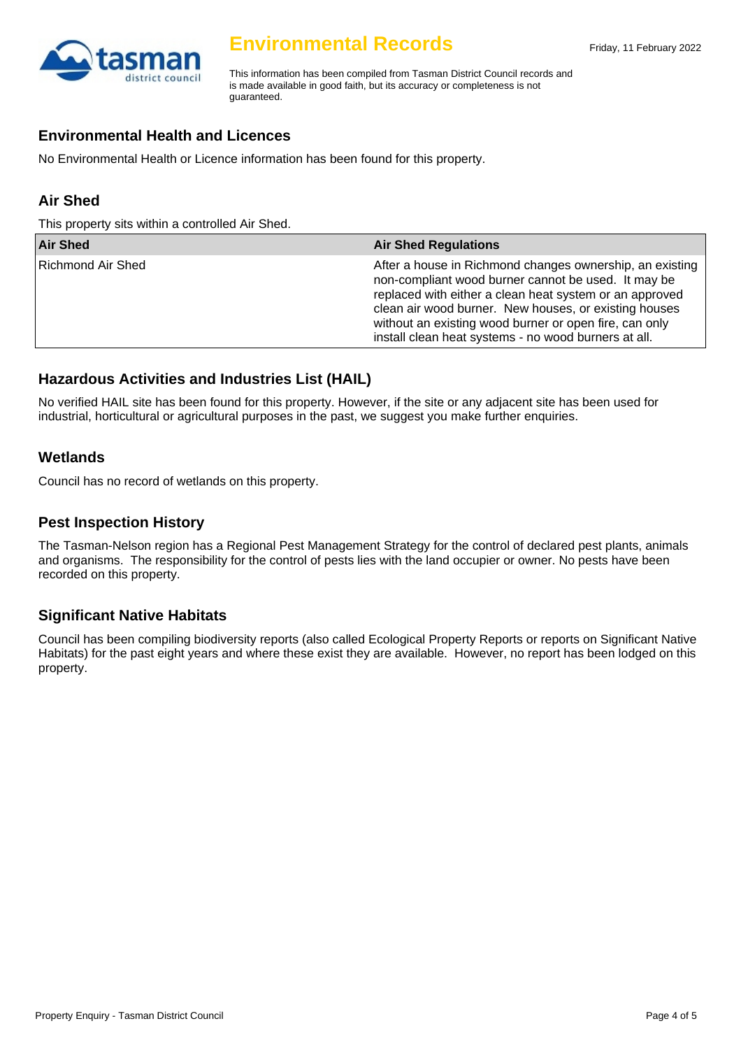# Environmental Records

Friday, 11 February 2022

This information has been compiled from Tasman District Council records and is made available in good faith, but its accuracy or completeness is not guaranteed.

## Environmental Health and Licences

No Environmental Health or Licence information has been found for this property.

## Air Shed

This property sits within a controlled Air Shed.

| Air Shed | Air Shed Regulations |
| --- | --- |
| Richmond Air Shed | After a house in Richmond changes ownership, an existing non-compliant wood burner cannot be used. It may be replaced with either a clean heat system or an approved clean air wood burner. New houses, or existing houses without an existing wood burner or open fire, can only install clean heat systems - no wood burners at all. |

## Hazardous Activities and Industries List (HAIL)

No verified HAIL site has been found for this property. However, if the site or any adjacent site has been used for industrial, horticultural or agricultural purposes in the past, we suggest you make further enquiries.

## Wetlands

Council has no record of wetlands on this property.

## Pest Inspection History

The Tasman-Nelson region has a Regional Pest Management Strategy for the control of declared pest plants, animals and organisms. The responsibility for the control of pests lies with the land occupier or owner. No pests have been recorded on this property.

## Significant Native Habitats

Council has been compiling biodiversity reports (also called Ecological Property Reports or reports on Significant Native Habitats) for the past eight years and where these exist they are available. However, no report has been lodged on this property.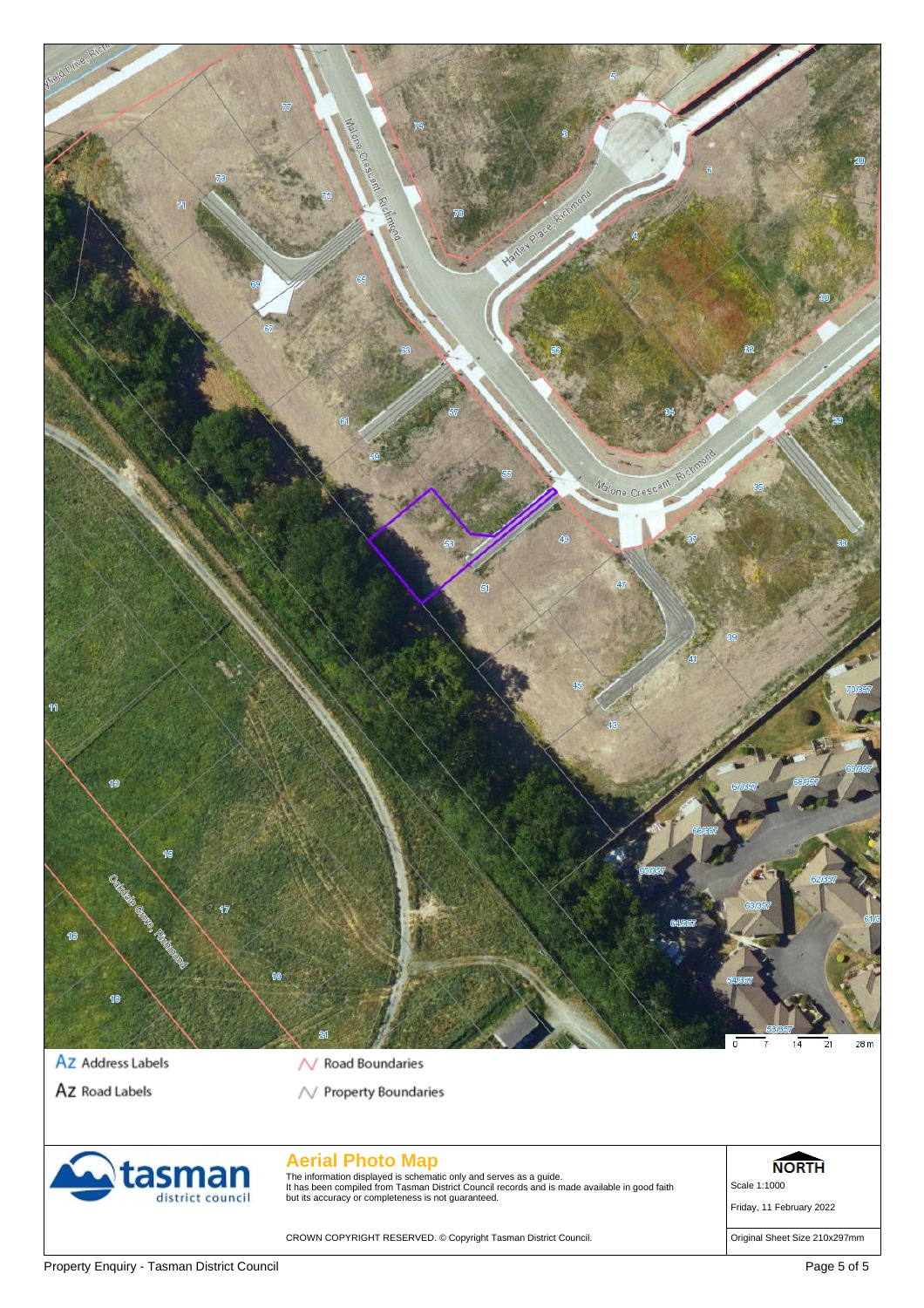Az Address Labels

Az Road Labels

Road Boundaries

Property Boundaries

tasman district council

## Aerial Photo Map

The information displayed is schematic only and serves as a guide.
It has been compiled from Tasman District Council records and is made available in good faith but its accuracy or completeness is not guaranteed.

CROWN COPYRIGHT RESERVED. © Copyright Tasman District Council.

NORTH

Scale 1:1000

Friday, 11 February 2022

Original Sheet Size 210x297mm

Property Enquiry - Tasman District Council